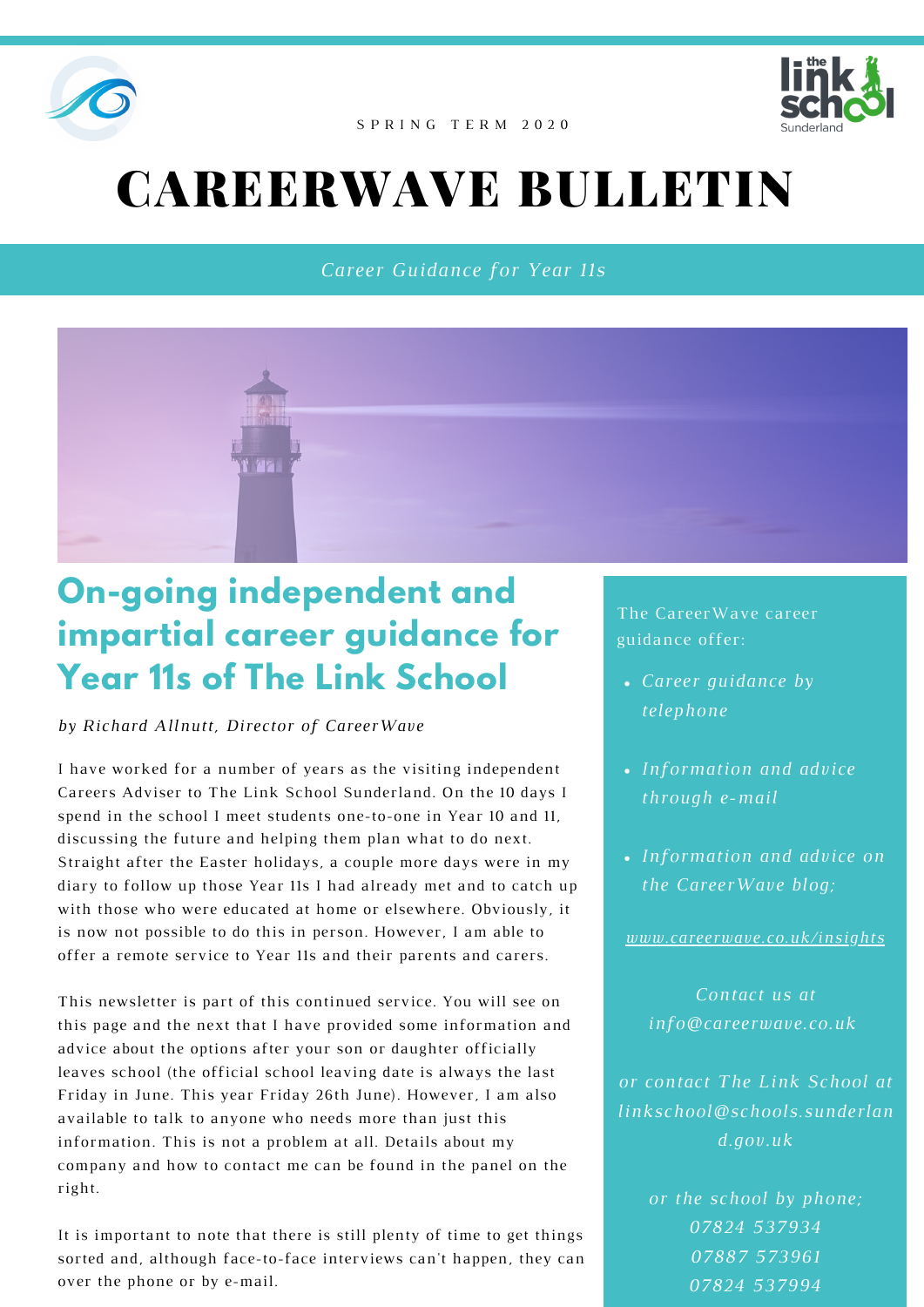SPRING TERM 2020

# CAREERWAVE BULLETIN

*Career Guidance for Year 11s*

## On-going independent and impartial career guidance for Year 11s of The Link School

*by Richard Allnutt, Director of CareerWave*

I have worked for a number of years as the visiting independent Careers Adviser to The Link School Sunderland. On the 10 days I spend in the school I meet students one-to-one in Year 10 and 11, discussing the future and helping them plan what to do next. Straight after the Easter holidays, a couple more days were in my diary to follow up those Year 11s I had already met and to catch up with those who were educated at home or elsewhere. Obviously, it is now not possible to do this in person. However, I am able to offer a remote service to Year 11s and their parents and carers.

This newsletter is part of this continued service. You will see on this page and the next that I have provided some information and advice about the options after your son or daughter officially leaves school (the official school leaving date is always the last Friday in June. This year Friday 26th June). However, I am also available to talk to anyone who needs more than just this information. This is not a problem at all. Details about my company and how to contact me can be found in the panel on the right.

It is important to note that there is still plenty of time to get things sorted and, although face-to-face interviews can't happen, they can over the phone or by e-mail.

The CareerWave career guidance offer:

- *Career guidance by telephone*
- *Information and advice through e-mail*
- *Information and advice on the CareerWave blog;*

*www.careerwave.co.uk/insights*

*Contact us at info@careerwave.co.uk*

*or contact The Link School at linkschool@schools.sunderland.gov.uk*

*or the school by phone;*
*07824 537934*
*07887 573961*
*07824 537994*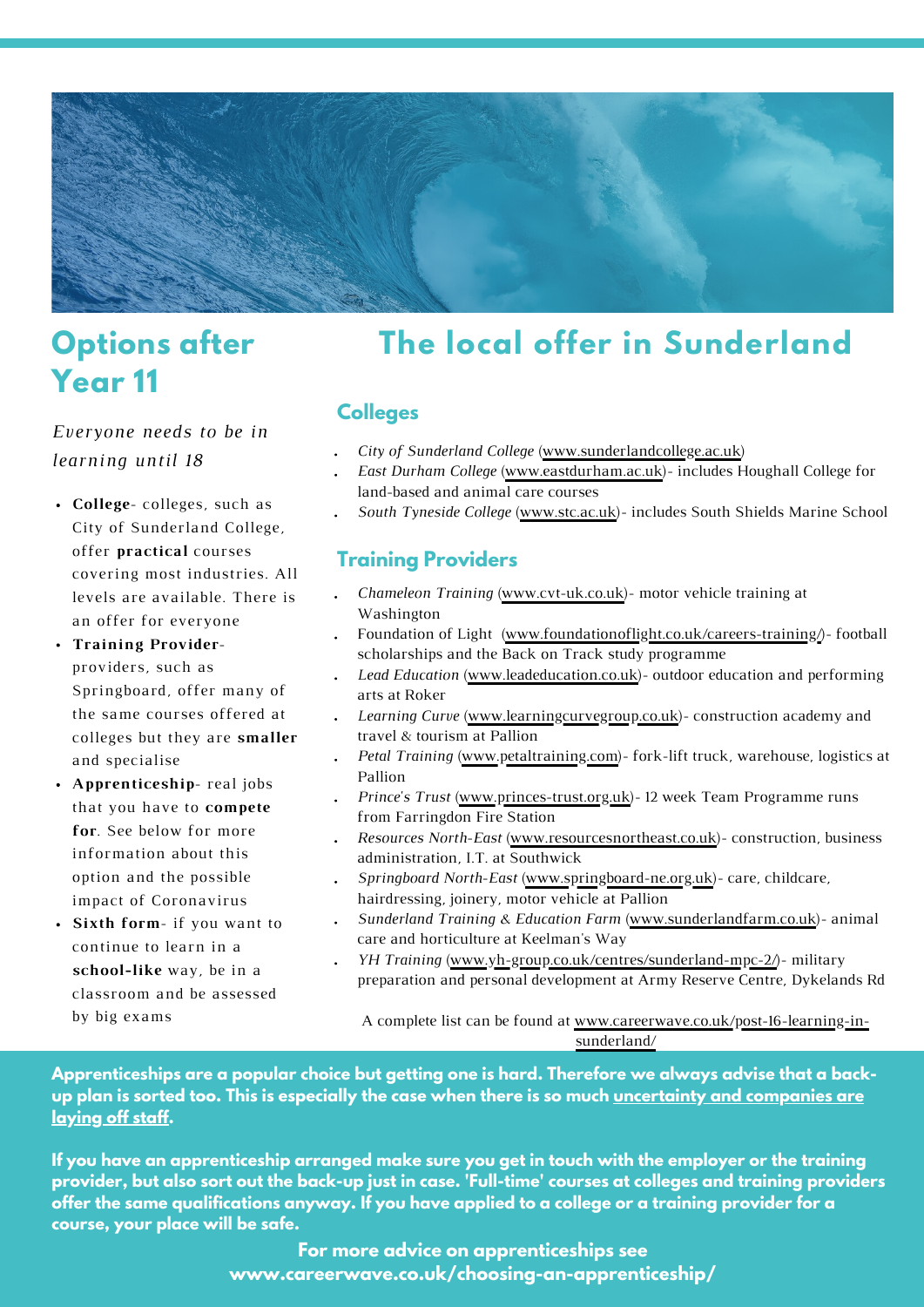# Options after Year 11

*Everyone needs to be in learning until 18*

- **College**- colleges, such as City of Sunderland College, offer **practical** courses covering most industries. All levels are available. There is an offer for everyone
- **Training Provider**- providers, such as Springboard, offer many of the same courses offered at colleges but they are **smaller** and specialise
- **Apprenticeship**- real jobs that you have to **compete for**. See below for more information about this option and the possible impact of Coronavirus
- **Sixth form**- if you want to continue to learn in a **school-like** way, be in a classroom and be assessed by big exams

# The local offer in Sunderland

## Colleges

- *City of Sunderland College* (www.sunderlandcollege.ac.uk)
- *East Durham College* (www.eastdurham.ac.uk)- includes Houghall College for land-based and animal care courses
- *South Tyneside College* (www.stc.ac.uk)- includes South Shields Marine School

## Training Providers

- *Chameleon Training* (www.cvt-uk.co.uk)- motor vehicle training at Washington
- Foundation of Light (www.foundationoflight.co.uk/careers-training/)- football scholarships and the Back on Track study programme
- *Lead Education* (www.leadeducation.co.uk)- outdoor education and performing arts at Roker
- *Learning Curve* (www.learningcurvegroup.co.uk)- construction academy and travel & tourism at Pallion
- *Petal Training* (www.petaltraining.com)- fork-lift truck, warehouse, logistics at Pallion
- *Prince's Trust* (www.princes-trust.org.uk)- 12 week Team Programme runs from Farringdon Fire Station
- *Resources North-East* (www.resourcesnortheast.co.uk)- construction, business administration, I.T. at Southwick
- *Springboard North-East* (www.springboard-ne.org.uk)- care, childcare, hairdressing, joinery, motor vehicle at Pallion
- *Sunderland Training & Education Farm* (www.sunderlandfarm.co.uk)- animal care and horticulture at Keelman's Way
- *YH Training* (www.yh-group.co.uk/centres/sunderland-mpc-2/)- military preparation and personal development at Army Reserve Centre, Dykelands Rd

A complete list can be found at www.careerwave.co.uk/post-16-learning-in-sunderland/

**Apprenticeships are a popular choice but getting one is hard. Therefore we always advise that a back-up plan is sorted too. This is especially the case when there is so much uncertainty and companies are laying off staff.**

**If you have an apprenticeship arranged make sure you get in touch with the employer or the training provider, but also sort out the back-up just in case. 'Full-time' courses at colleges and training providers offer the same qualifications anyway. If you have applied to a college or a training provider for a course, your place will be safe.**

**For more advice on apprenticeships see www.careerwave.co.uk/choosing-an-apprenticeship/**